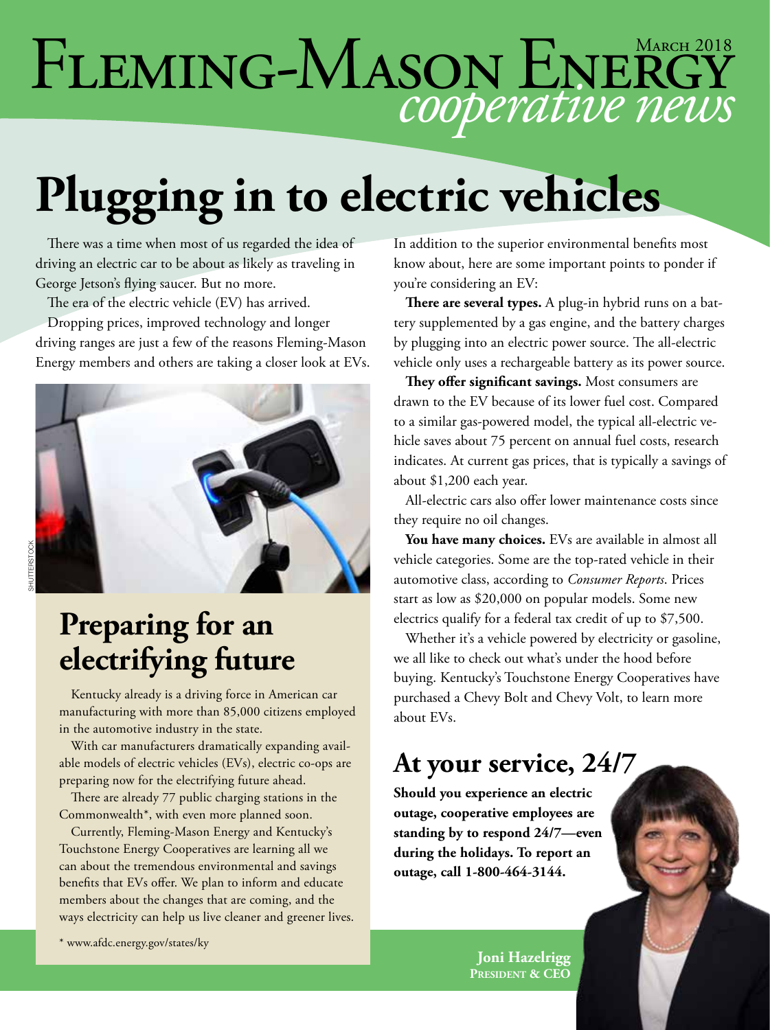# Fleming-Mason Energy *cooperative news*

March 2018

# Plugging in to electric vehicles

There was a time when most of us regarded the idea of driving an electric car to be about as likely as traveling in George Jetson's flying saucer. But no more.

The era of the electric vehicle (EV) has arrived.

Dropping prices, improved technology and longer driving ranges are just a few of the reasons Fleming-Mason Energy members and others are taking a closer look at EVs.

In addition to the superior environmental benefits most know about, here are some important points to ponder if you're considering an EV:

**There are several types.** A plug-in hybrid runs on a battery supplemented by a gas engine, and the battery charges by plugging into an electric power source. The all-electric vehicle only uses a rechargeable battery as its power source.

**They offer significant savings.** Most consumers are drawn to the EV because of its lower fuel cost. Compared to a similar gas-powered model, the typical all-electric vehicle saves about 75 percent on annual fuel costs, research indicates. At current gas prices, that is typically a savings of about $1,200 each year.

All-electric cars also offer lower maintenance costs since they require no oil changes.

**You have many choices.** EVs are available in almost all vehicle categories. Some are the top-rated vehicle in their automotive class, according to *Consumer Reports*. Prices start as low as $20,000 on popular models. Some new electrics qualify for a federal tax credit of up to $7,500.

Whether it's a vehicle powered by electricity or gasoline, we all like to check out what's under the hood before buying. Kentucky's Touchstone Energy Cooperatives have purchased a Chevy Bolt and Chevy Volt, to learn more about EVs.

## Preparing for an electrifying future

Kentucky already is a driving force in American car manufacturing with more than 85,000 citizens employed in the automotive industry in the state.

With car manufacturers dramatically expanding available models of electric vehicles (EVs), electric co-ops are preparing now for the electrifying future ahead.

There are already 77 public charging stations in the Commonwealth*, with even more planned soon.

Currently, Fleming-Mason Energy and Kentucky's Touchstone Energy Cooperatives are learning all we can about the tremendous environmental and savings benefits that EVs offer. We plan to inform and educate members about the changes that are coming, and the ways electricity can help us live cleaner and greener lives.

* www.afdc.energy.gov/states/ky

## At your service, 24/7

**Should you experience an electric outage, cooperative employees are standing by to respond 24/7—even during the holidays. To report an outage, call 1-800-464-3144.**

**Joni Hazelrigg**
**President & CEO**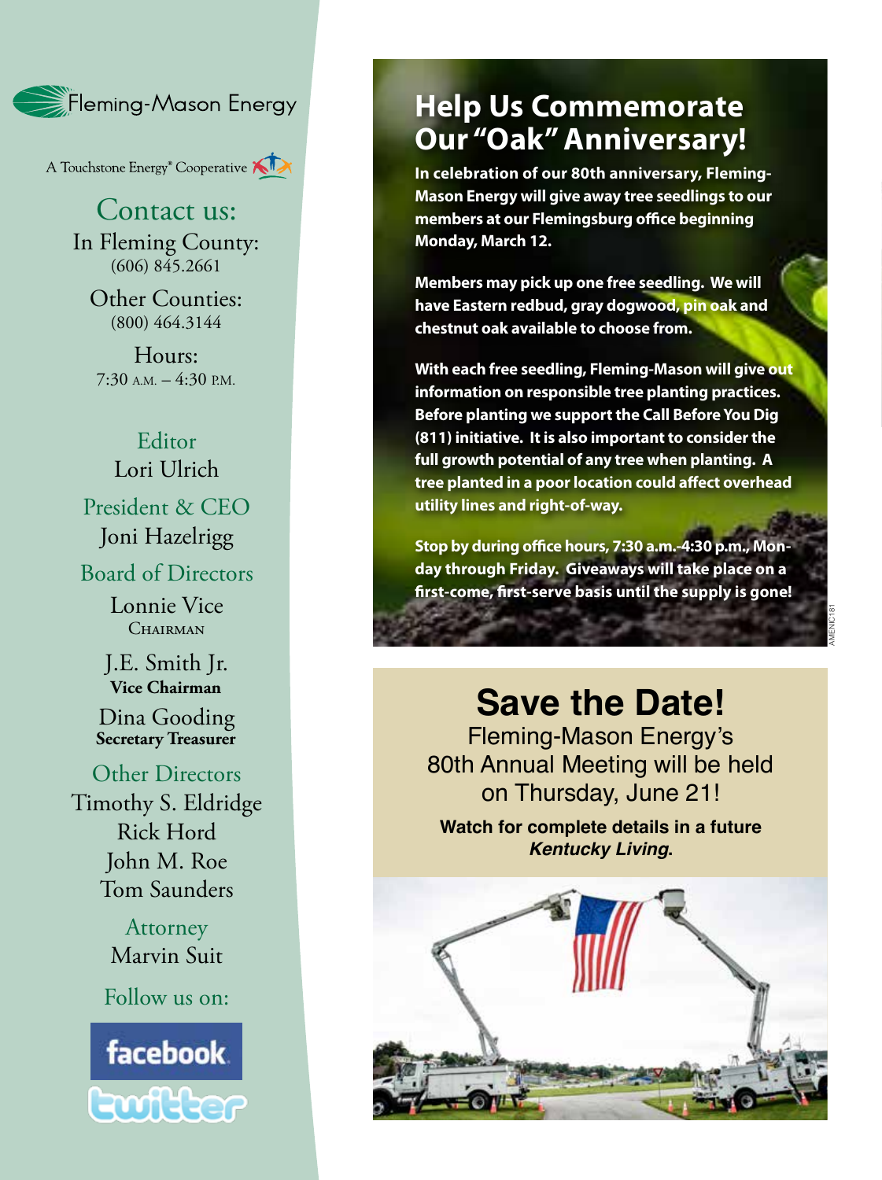Fleming-Mason Energy

A Touchstone Energy® Cooperative

## Contact us:

In Fleming County:
(606) 845.2661

Other Counties:
(800) 464.3144

Hours:
7:30 A.M. – 4:30 P.M.

Editor
Lori Ulrich

President & CEO
Joni Hazelrigg

Board of Directors

Lonnie Vice
Chairman

J.E. Smith Jr.
**Vice Chairman**

Dina Gooding
**Secretary Treasurer**

Other Directors
Timothy S. Eldridge
Rick Hord
John M. Roe
Tom Saunders

Attorney
Marvin Suit

Follow us on:

facebook

twitter

# Help Us Commemorate Our "Oak" Anniversary!

**In celebration of our 80th anniversary, Fleming-Mason Energy will give away tree seedlings to our members at our Flemingsburg office beginning Monday, March 12.**

**Members may pick up one free seedling. We will have Eastern redbud, gray dogwood, pin oak and chestnut oak available to choose from.**

**With each free seedling, Fleming-Mason will give out information on responsible tree planting practices. Before planting we support the Call Before You Dig (811) initiative. It is also important to consider the full growth potential of any tree when planting. A tree planted in a poor location could affect overhead utility lines and right-of-way.**

**Stop by during office hours, 7:30 a.m.-4:30 p.m., Monday through Friday. Giveaways will take place on a first-come, first-serve basis until the supply is gone!**

# Save the Date!

Fleming-Mason Energy's 80th Annual Meeting will be held on Thursday, June 21!

**Watch for complete details in a future *Kentucky Living*.**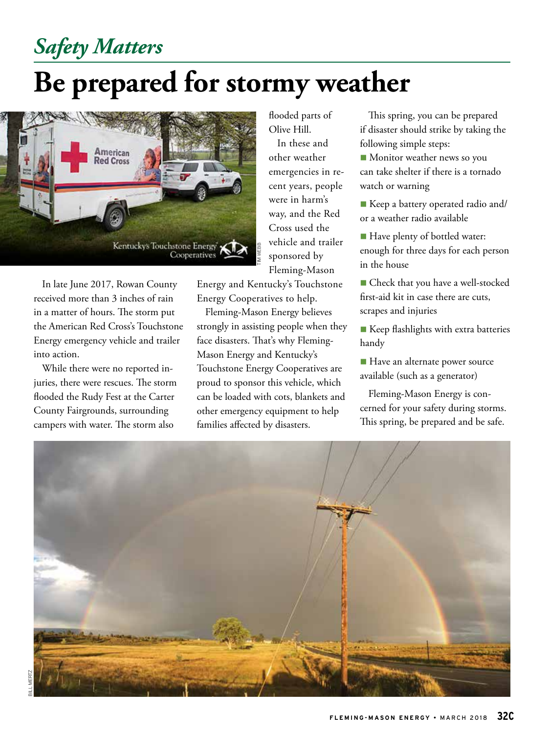*Safety Matters*

# Be prepared for stormy weather

In late June 2017, Rowan County received more than 3 inches of rain in a matter of hours. The storm put the American Red Cross's Touchstone Energy emergency vehicle and trailer into action.

While there were no reported injuries, there were rescues. The storm flooded the Rudy Fest at the Carter County Fairgrounds, surrounding campers with water. The storm also flooded parts of Olive Hill.

In these and other weather emergencies in recent years, people were in harm's way, and the Red Cross used the vehicle and trailer sponsored by Fleming-Mason Energy and Kentucky's Touchstone Energy Cooperatives to help.

Fleming-Mason Energy believes strongly in assisting people when they face disasters. That's why Fleming-Mason Energy and Kentucky's Touchstone Energy Cooperatives are proud to sponsor this vehicle, which can be loaded with cots, blankets and other emergency equipment to help families affected by disasters.

This spring, you can be prepared if disaster should strike by taking the following simple steps:

- Monitor weather news so you can take shelter if there is a tornado watch or warning
- Keep a battery operated radio and/or a weather radio available
- Have plenty of bottled water: enough for three days for each person in the house
- Check that you have a well-stocked first-aid kit in case there are cuts, scrapes and injuries
- Keep flashlights with extra batteries handy
- Have an alternate power source available (such as a generator)

Fleming-Mason Energy is concerned for your safety during storms. This spring, be prepared and be safe.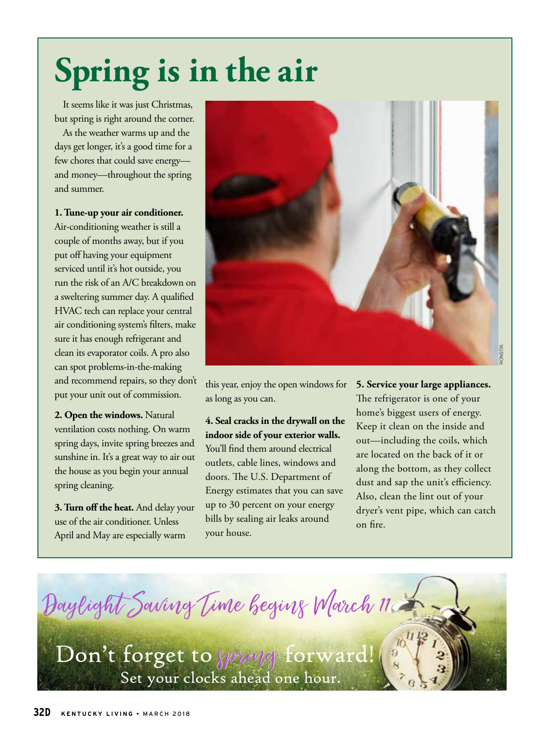# Spring is in the air

It seems like it was just Christmas, but spring is right around the corner.

As the weather warms up and the days get longer, it's a good time for a few chores that could save energy—and money—throughout the spring and summer.

**1. Tune-up your air conditioner.** Air-conditioning weather is still a couple of months away, but if you put off having your equipment serviced until it's hot outside, you run the risk of an A/C breakdown on a sweltering summer day. A qualified HVAC tech can replace your central air conditioning system's filters, make sure it has enough refrigerant and clean its evaporator coils. A pro also can spot problems-in-the-making and recommend repairs, so they don't put your unit out of commission.

**2. Open the windows.** Natural ventilation costs nothing. On warm spring days, invite spring breezes and sunshine in. It's a great way to air out the house as you begin your annual spring cleaning.

**3. Turn off the heat.** And delay your use of the air conditioner. Unless April and May are especially warm this year, enjoy the open windows for as long as you can.

**4. Seal cracks in the drywall on the indoor side of your exterior walls.** You'll find them around electrical outlets, cable lines, windows and doors. The U.S. Department of Energy estimates that you can save up to 30 percent on your energy bills by sealing air leaks around your house.

**5. Service your large appliances.** The refrigerator is one of your home's biggest users of energy. Keep it clean on the inside and out—including the coils, which are located on the back of it or along the bottom, as they collect dust and sap the unit's efficiency. Also, clean the lint out of your dryer's vent pipe, which can catch on fire.

RONSTIK

Daylight Saving Time begins March 11

Don't forget to spring forward!
Set your clocks ahead one hour.